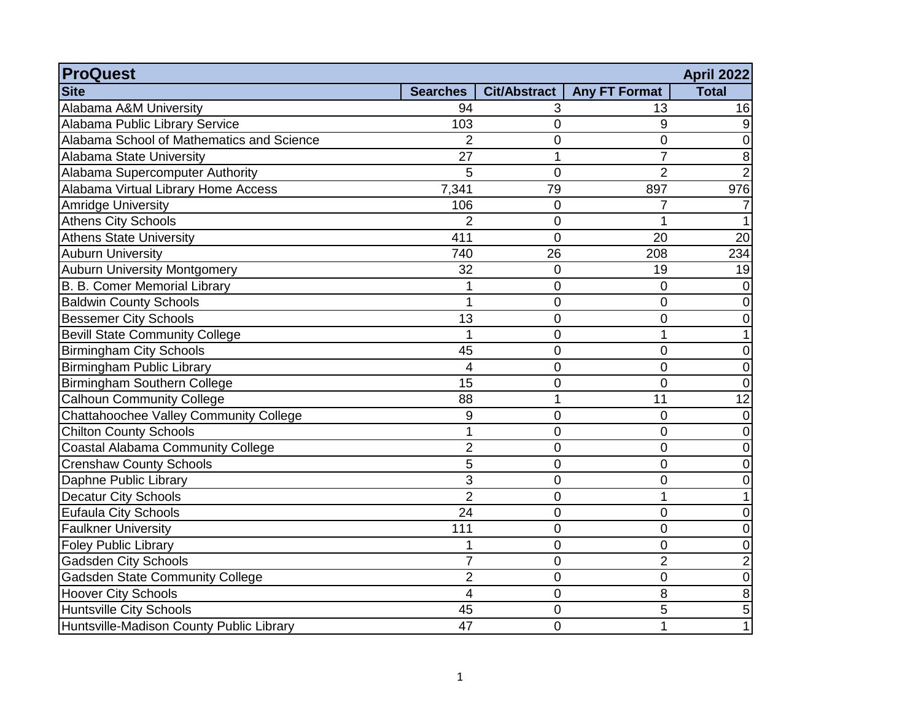| ProQuest | | | | April 2022 |
|---|---|---|---|---|
| **Site** | **Searches** | **Cit/Abstract** | **Any FT Format** | **Total** |
| Alabama A&M University | 94 | 3 | 13 | 16 |
| Alabama Public Library Service | 103 | 0 | 9 | 9 |
| Alabama School of Mathematics and Science | 2 | 0 | 0 | 0 |
| Alabama State University | 27 | 1 | 7 | 8 |
| Alabama Supercomputer Authority | 5 | 0 | 2 | 2 |
| Alabama Virtual Library Home Access | 7,341 | 79 | 897 | 976 |
| Amridge University | 106 | 0 | 7 | 7 |
| Athens City Schools | 2 | 0 | 1 | 1 |
| Athens State University | 411 | 0 | 20 | 20 |
| Auburn University | 740 | 26 | 208 | 234 |
| Auburn University Montgomery | 32 | 0 | 19 | 19 |
| B. B. Comer Memorial Library | 1 | 0 | 0 | 0 |
| Baldwin County Schools | 1 | 0 | 0 | 0 |
| Bessemer City Schools | 13 | 0 | 0 | 0 |
| Bevill State Community College | 1 | 0 | 1 | 1 |
| Birmingham City Schools | 45 | 0 | 0 | 0 |
| Birmingham Public Library | 4 | 0 | 0 | 0 |
| Birmingham Southern College | 15 | 0 | 0 | 0 |
| Calhoun Community College | 88 | 1 | 11 | 12 |
| Chattahoochee Valley Community College | 9 | 0 | 0 | 0 |
| Chilton County Schools | 1 | 0 | 0 | 0 |
| Coastal Alabama Community College | 2 | 0 | 0 | 0 |
| Crenshaw County Schools | 5 | 0 | 0 | 0 |
| Daphne Public Library | 3 | 0 | 0 | 0 |
| Decatur City Schools | 2 | 0 | 1 | 1 |
| Eufaula City Schools | 24 | 0 | 0 | 0 |
| Faulkner University | 111 | 0 | 0 | 0 |
| Foley Public Library | 1 | 0 | 0 | 0 |
| Gadsden City Schools | 7 | 0 | 2 | 2 |
| Gadsden State Community College | 2 | 0 | 0 | 0 |
| Hoover City Schools | 4 | 0 | 8 | 8 |
| Huntsville City Schools | 45 | 0 | 5 | 5 |
| Huntsville-Madison County Public Library | 47 | 0 | 1 | 1 |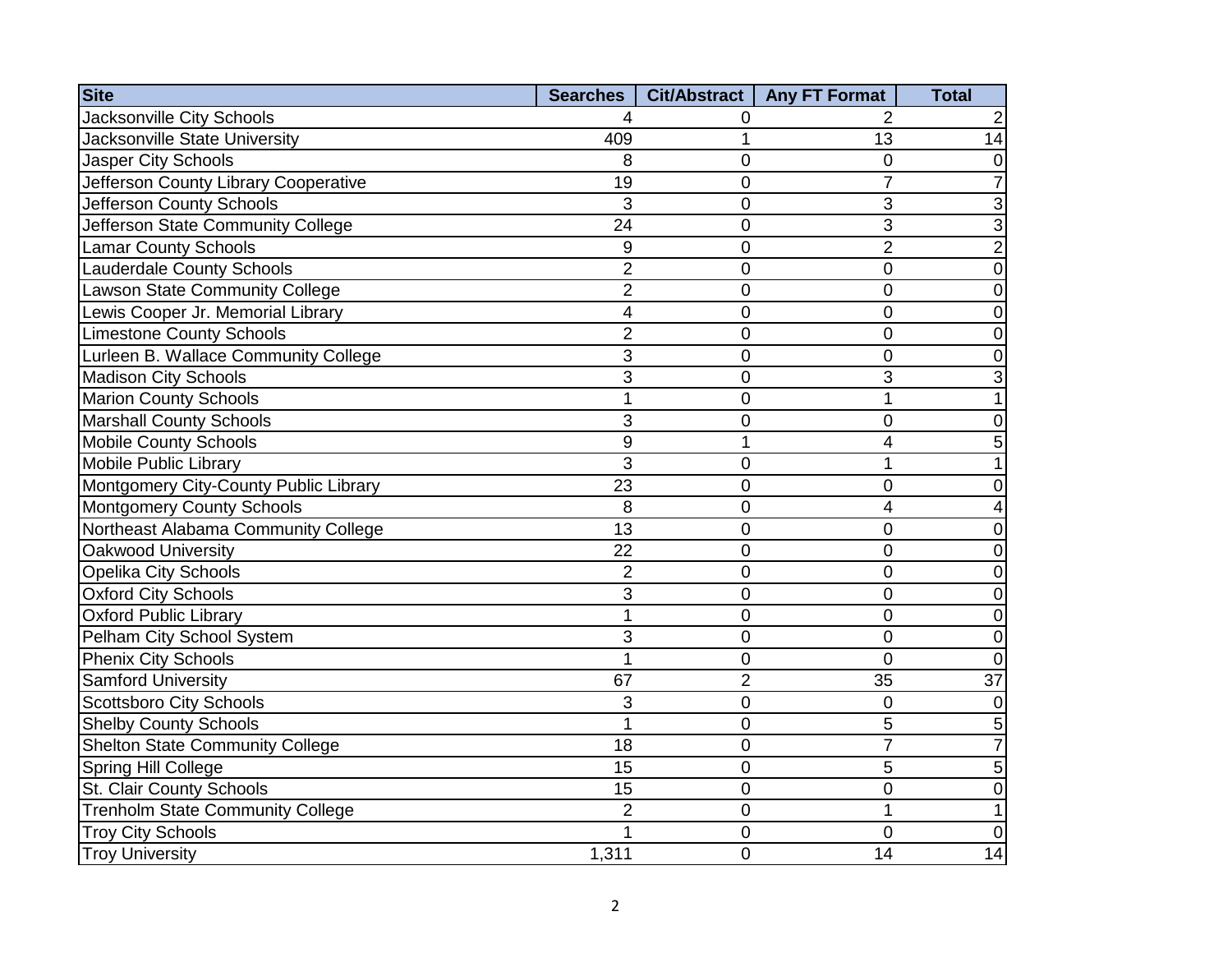| Site | Searches | Cit/Abstract | Any FT Format | Total |
|---|---|---|---|---|
| Jacksonville City Schools | 4 | 0 | 2 | 2 |
| Jacksonville State University | 409 | 1 | 13 | 14 |
| Jasper City Schools | 8 | 0 | 0 | 0 |
| Jefferson County Library Cooperative | 19 | 0 | 7 | 7 |
| Jefferson County Schools | 3 | 0 | 3 | 3 |
| Jefferson State Community College | 24 | 0 | 3 | 3 |
| Lamar County Schools | 9 | 0 | 2 | 2 |
| Lauderdale County Schools | 2 | 0 | 0 | 0 |
| Lawson State Community College | 2 | 0 | 0 | 0 |
| Lewis Cooper Jr. Memorial Library | 4 | 0 | 0 | 0 |
| Limestone County Schools | 2 | 0 | 0 | 0 |
| Lurleen B. Wallace Community College | 3 | 0 | 0 | 0 |
| Madison City Schools | 3 | 0 | 3 | 3 |
| Marion County Schools | 1 | 0 | 1 | 1 |
| Marshall County Schools | 3 | 0 | 0 | 0 |
| Mobile County Schools | 9 | 1 | 4 | 5 |
| Mobile Public Library | 3 | 0 | 1 | 1 |
| Montgomery City-County Public Library | 23 | 0 | 0 | 0 |
| Montgomery County Schools | 8 | 0 | 4 | 4 |
| Northeast Alabama Community College | 13 | 0 | 0 | 0 |
| Oakwood University | 22 | 0 | 0 | 0 |
| Opelika City Schools | 2 | 0 | 0 | 0 |
| Oxford City Schools | 3 | 0 | 0 | 0 |
| Oxford Public Library | 1 | 0 | 0 | 0 |
| Pelham City School System | 3 | 0 | 0 | 0 |
| Phenix City Schools | 1 | 0 | 0 | 0 |
| Samford University | 67 | 2 | 35 | 37 |
| Scottsboro City Schools | 3 | 0 | 0 | 0 |
| Shelby County Schools | 1 | 0 | 5 | 5 |
| Shelton State Community College | 18 | 0 | 7 | 7 |
| Spring Hill College | 15 | 0 | 5 | 5 |
| St. Clair County Schools | 15 | 0 | 0 | 0 |
| Trenholm State Community College | 2 | 0 | 1 | 1 |
| Troy City Schools | 1 | 0 | 0 | 0 |
| Troy University | 1,311 | 0 | 14 | 14 |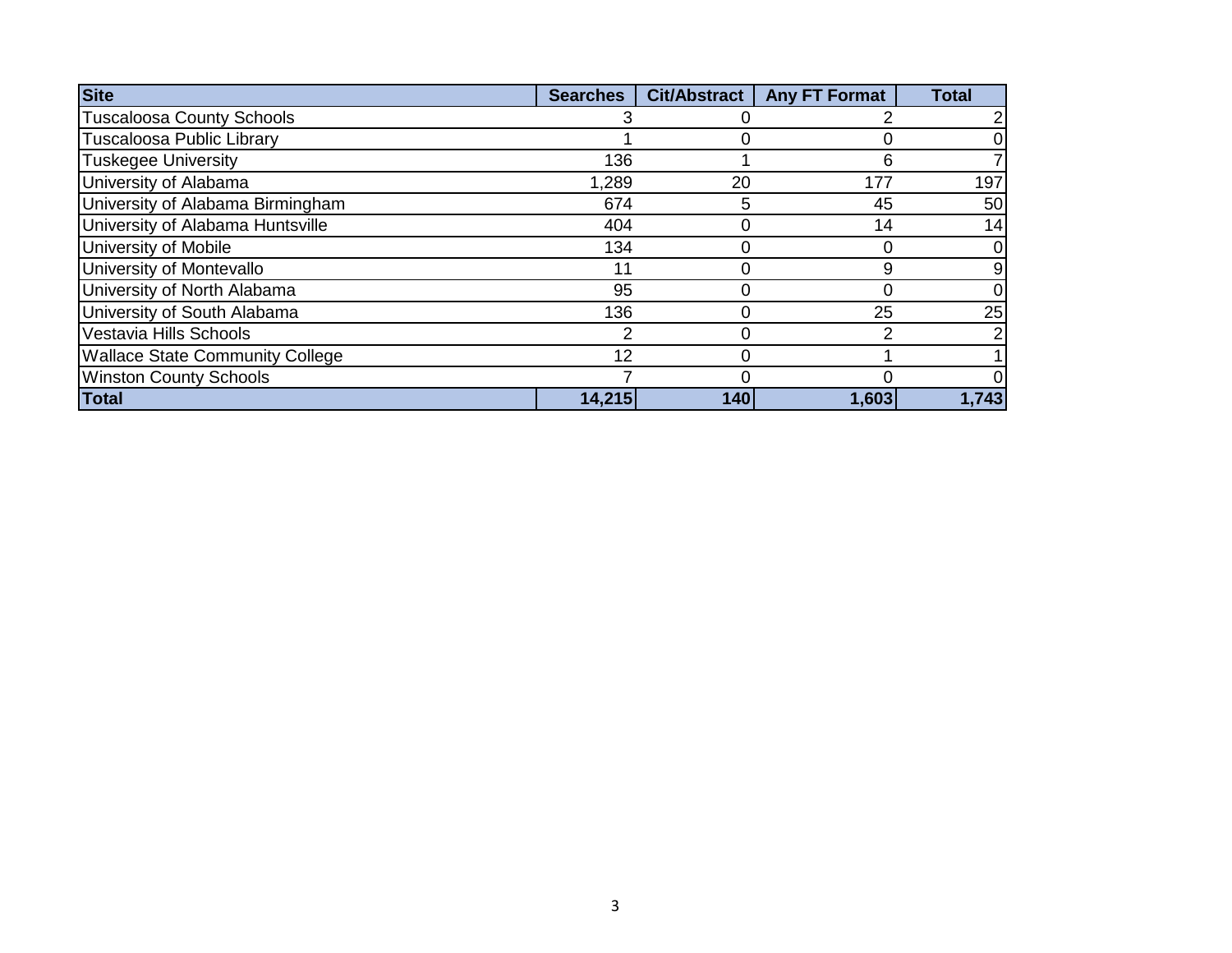| Site | Searches | Cit/Abstract | Any FT Format | Total |
|---|---|---|---|---|
| Tuscaloosa County Schools | 3 | 0 | 2 | 2 |
| Tuscaloosa Public Library | 1 | 0 | 0 | 0 |
| Tuskegee University | 136 | 1 | 6 | 7 |
| University of Alabama | 1,289 | 20 | 177 | 197 |
| University of Alabama Birmingham | 674 | 5 | 45 | 50 |
| University of Alabama Huntsville | 404 | 0 | 14 | 14 |
| University of Mobile | 134 | 0 | 0 | 0 |
| University of Montevallo | 11 | 0 | 9 | 9 |
| University of North Alabama | 95 | 0 | 0 | 0 |
| University of South Alabama | 136 | 0 | 25 | 25 |
| Vestavia Hills Schools | 2 | 0 | 2 | 2 |
| Wallace State Community College | 12 | 0 | 1 | 1 |
| Winston County Schools | 7 | 0 | 0 | 0 |
| **Total** | **14,215** | **140** | **1,603** | **1,743** |